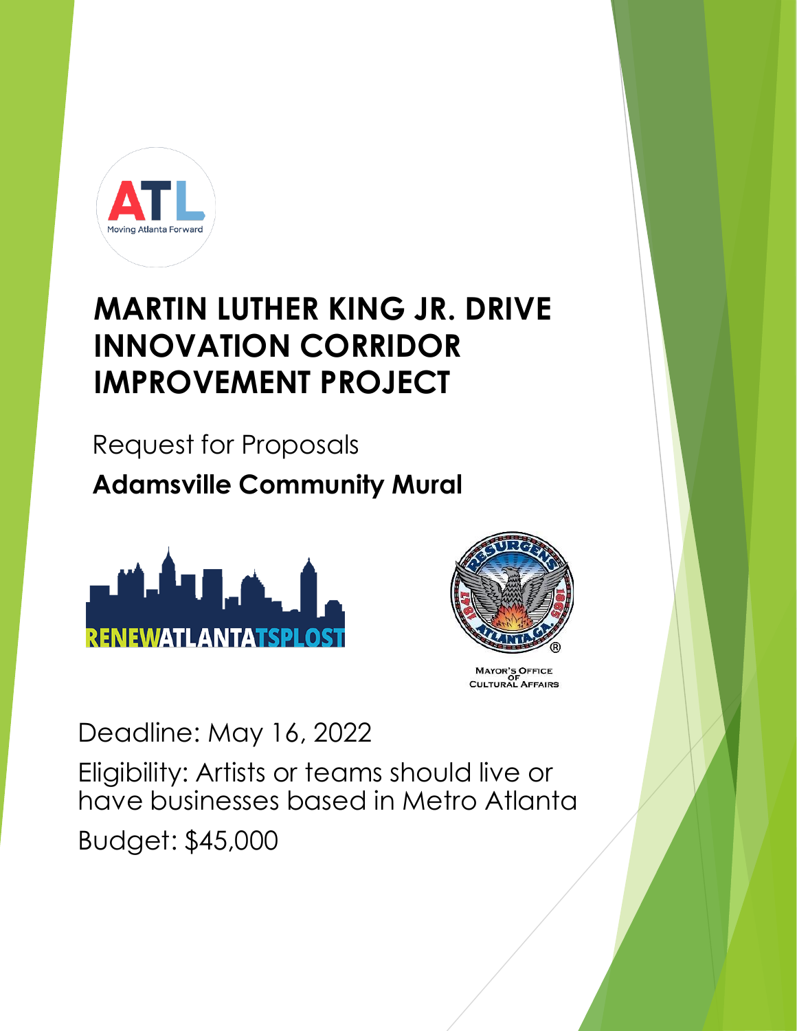# MARTIN LUTHER KING JR. DRIVE INNOVATION CORRIDOR IMPROVEMENT PROJECT

Request for Proposals

**Adamsville Community Mural**

Deadline: May 16, 2022

Eligibility: Artists or teams should live or have businesses based in Metro Atlanta

Budget: $45,000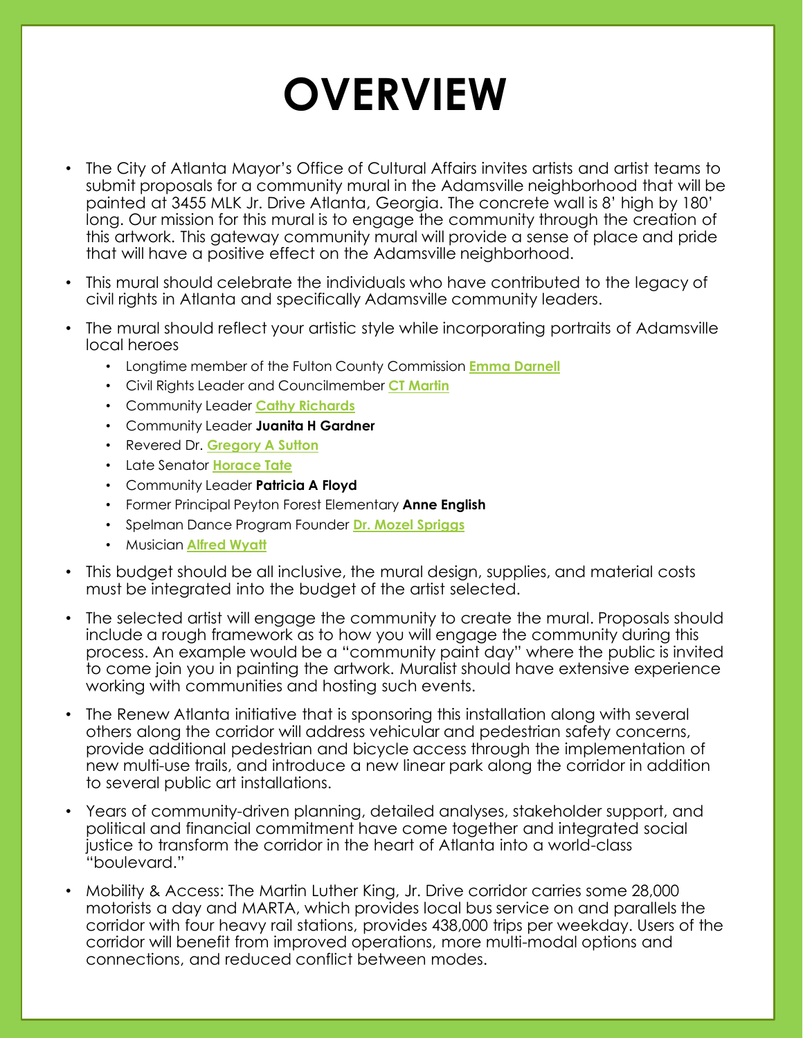# OVERVIEW

- The City of Atlanta Mayor's Office of Cultural Affairs invites artists and artist teams to submit proposals for a community mural in the Adamsville neighborhood that will be painted at 3455 MLK Jr. Drive Atlanta, Georgia. The concrete wall is 8' high by 180' long. Our mission for this mural is to engage the community through the creation of this artwork. This gateway community mural will provide a sense of place and pride that will have a positive effect on the Adamsville neighborhood.
- This mural should celebrate the individuals who have contributed to the legacy of civil rights in Atlanta and specifically Adamsville community leaders.
- The mural should reflect your artistic style while incorporating portraits of Adamsville local heroes
  - Longtime member of the Fulton County Commission **Emma Darnell**
  - Civil Rights Leader and Councilmember **CT Martin**
  - Community Leader **Cathy Richards**
  - Community Leader **Juanita H Gardner**
  - Revered Dr. **Gregory A Sutton**
  - Late Senator **Horace Tate**
  - Community Leader **Patricia A Floyd**
  - Former Principal Peyton Forest Elementary **Anne English**
  - Spelman Dance Program Founder **Dr. Mozel Spriggs**
  - Musician **Alfred Wyatt**
- This budget should be all inclusive, the mural design, supplies, and material costs must be integrated into the budget of the artist selected.
- The selected artist will engage the community to create the mural. Proposals should include a rough framework as to how you will engage the community during this process. An example would be a "community paint day" where the public is invited to come join you in painting the artwork. Muralist should have extensive experience working with communities and hosting such events.
- The Renew Atlanta initiative that is sponsoring this installation along with several others along the corridor will address vehicular and pedestrian safety concerns, provide additional pedestrian and bicycle access through the implementation of new multi-use trails, and introduce a new linear park along the corridor in addition to several public art installations.
- Years of community-driven planning, detailed analyses, stakeholder support, and political and financial commitment have come together and integrated social justice to transform the corridor in the heart of Atlanta into a world-class "boulevard."
- Mobility & Access: The Martin Luther King, Jr. Drive corridor carries some 28,000 motorists a day and MARTA, which provides local bus service on and parallels the corridor with four heavy rail stations, provides 438,000 trips per weekday. Users of the corridor will benefit from improved operations, more multi-modal options and connections, and reduced conflict between modes.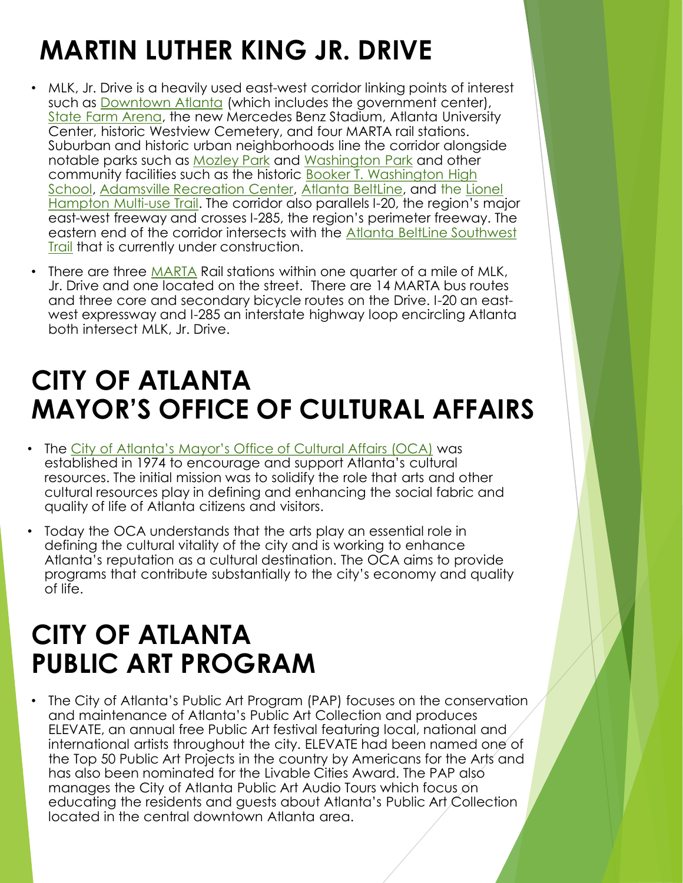# MARTIN LUTHER KING JR. DRIVE

- MLK, Jr. Drive is a heavily used east-west corridor linking points of interest such as Downtown Atlanta (which includes the government center), State Farm Arena, the new Mercedes Benz Stadium, Atlanta University Center, historic Westview Cemetery, and four MARTA rail stations. Suburban and historic urban neighborhoods line the corridor alongside notable parks such as Mozley Park and Washington Park and other community facilities such as the historic Booker T. Washington High School, Adamsville Recreation Center, Atlanta BeltLine, and the Lionel Hampton Multi-use Trail. The corridor also parallels I-20, the region's major east-west freeway and crosses I-285, the region's perimeter freeway. The eastern end of the corridor intersects with the Atlanta BeltLine Southwest Trail that is currently under construction.
- There are three MARTA Rail stations within one quarter of a mile of MLK, Jr. Drive and one located on the street. There are 14 MARTA bus routes and three core and secondary bicycle routes on the Drive. I-20 an east-west expressway and I-285 an interstate highway loop encircling Atlanta both intersect MLK, Jr. Drive.

# CITY OF ATLANTA MAYOR'S OFFICE OF CULTURAL AFFAIRS

- The City of Atlanta's Mayor's Office of Cultural Affairs (OCA) was established in 1974 to encourage and support Atlanta's cultural resources. The initial mission was to solidify the role that arts and other cultural resources play in defining and enhancing the social fabric and quality of life of Atlanta citizens and visitors.
- Today the OCA understands that the arts play an essential role in defining the cultural vitality of the city and is working to enhance Atlanta's reputation as a cultural destination. The OCA aims to provide programs that contribute substantially to the city's economy and quality of life.

# CITY OF ATLANTA PUBLIC ART PROGRAM

- The City of Atlanta's Public Art Program (PAP) focuses on the conservation and maintenance of Atlanta's Public Art Collection and produces ELEVATE, an annual free Public Art festival featuring local, national and international artists throughout the city. ELEVATE had been named one of the Top 50 Public Art Projects in the country by Americans for the Arts and has also been nominated for the Livable Cities Award. The PAP also manages the City of Atlanta Public Art Audio Tours which focus on educating the residents and guests about Atlanta's Public Art Collection located in the central downtown Atlanta area.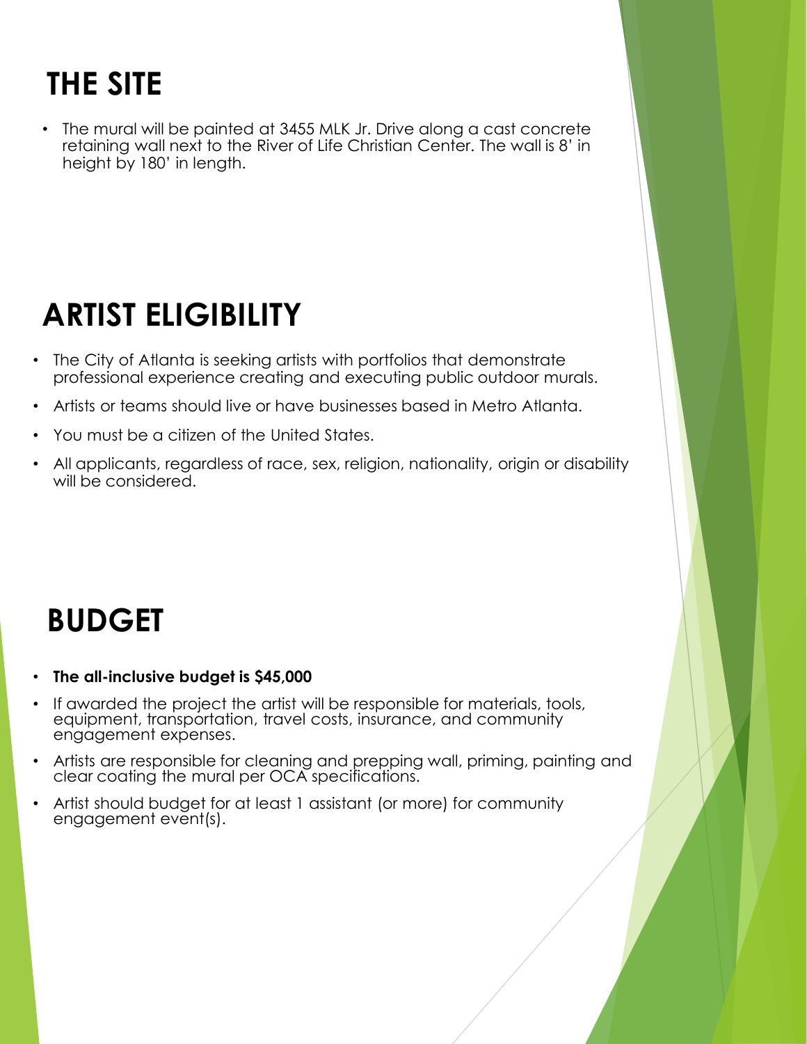# THE SITE

- The mural will be painted at 3455 MLK Jr. Drive along a cast concrete retaining wall next to the River of Life Christian Center. The wall is 8' in height by 180' in length.

# ARTIST ELIGIBILITY

- The City of Atlanta is seeking artists with portfolios that demonstrate professional experience creating and executing public outdoor murals.
- Artists or teams should live or have businesses based in Metro Atlanta.
- You must be a citizen of the United States.
- All applicants, regardless of race, sex, religion, nationality, origin or disability will be considered.

# BUDGET

- **The all-inclusive budget is $45,000**
- If awarded the project the artist will be responsible for materials, tools, equipment, transportation, travel costs, insurance, and community engagement expenses.
- Artists are responsible for cleaning and prepping wall, priming, painting and clear coating the mural per OCA specifications.
- Artist should budget for at least 1 assistant (or more) for community engagement event(s).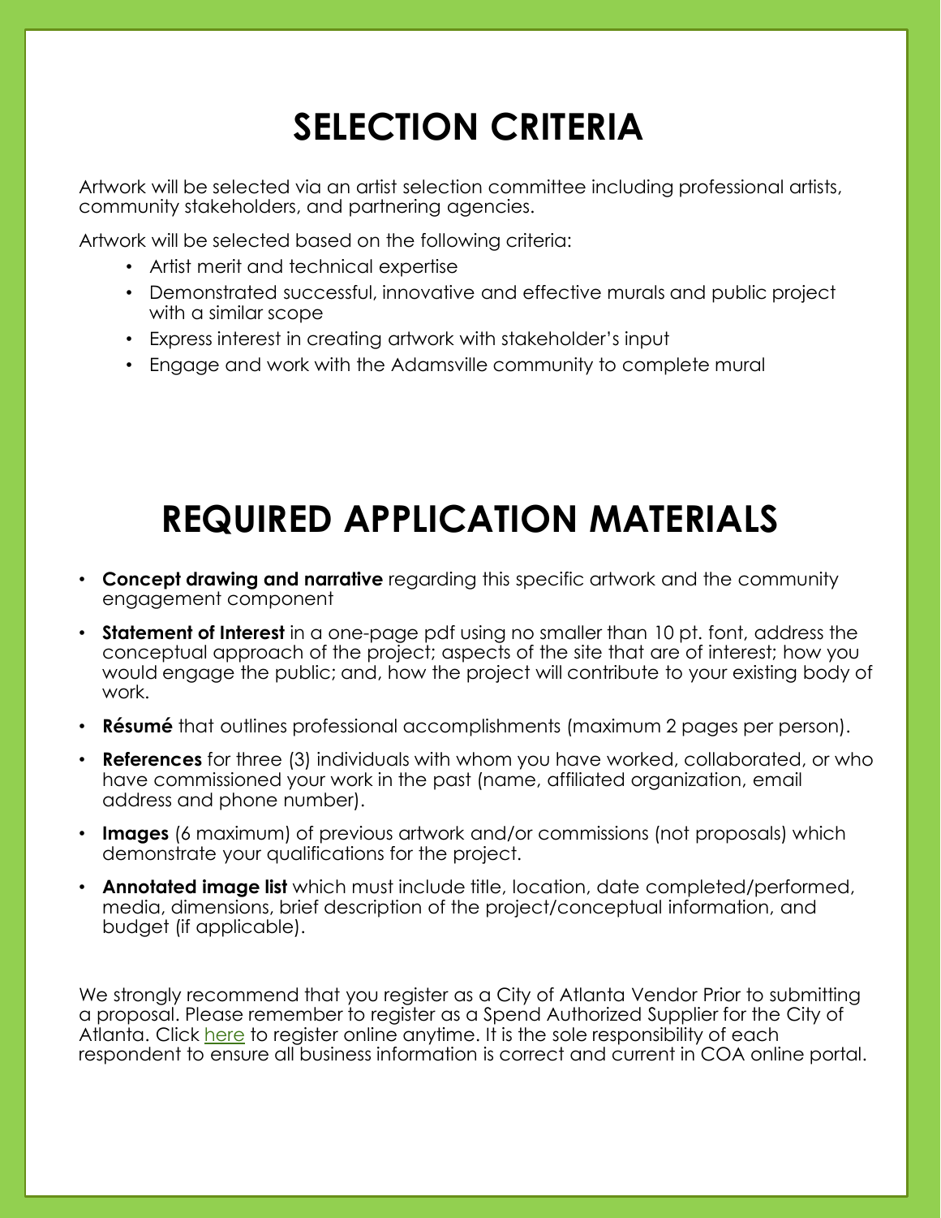# SELECTION CRITERIA

Artwork will be selected via an artist selection committee including professional artists, community stakeholders, and partnering agencies.

Artwork will be selected based on the following criteria:

- Artist merit and technical expertise
- Demonstrated successful, innovative and effective murals and public project with a similar scope
- Express interest in creating artwork with stakeholder's input
- Engage and work with the Adamsville community to complete mural

# REQUIRED APPLICATION MATERIALS

- **Concept drawing and narrative** regarding this specific artwork and the community engagement component
- **Statement of Interest** in a one-page pdf using no smaller than 10 pt. font, address the conceptual approach of the project; aspects of the site that are of interest; how you would engage the public; and, how the project will contribute to your existing body of work.
- **Résumé** that outlines professional accomplishments (maximum 2 pages per person).
- **References** for three (3) individuals with whom you have worked, collaborated, or who have commissioned your work in the past (name, affiliated organization, email address and phone number).
- **Images** (6 maximum) of previous artwork and/or commissions (not proposals) which demonstrate your qualifications for the project.
- **Annotated image list** which must include title, location, date completed/performed, media, dimensions, brief description of the project/conceptual information, and budget (if applicable).

We strongly recommend that you register as a City of Atlanta Vendor Prior to submitting a proposal. Please remember to register as a Spend Authorized Supplier for the City of Atlanta. Click here to register online anytime. It is the sole responsibility of each respondent to ensure all business information is correct and current in COA online portal.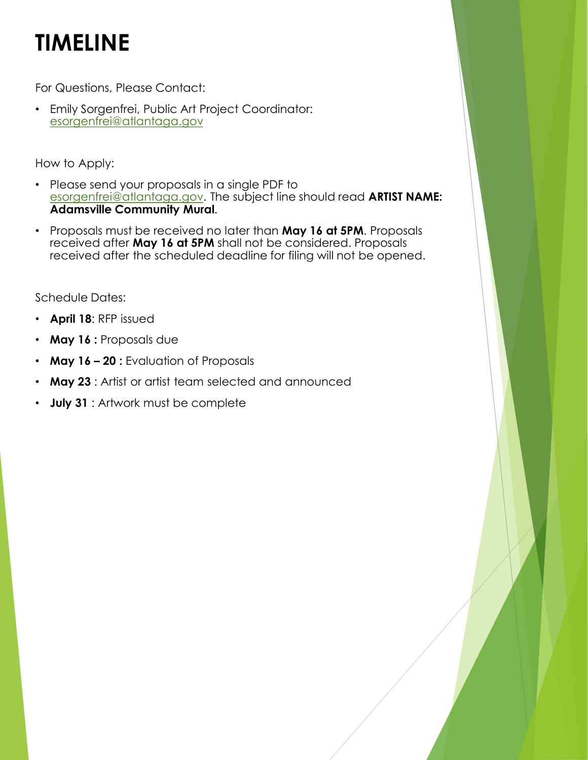# TIMELINE

For Questions, Please Contact:

- Emily Sorgenfrei, Public Art Project Coordinator: esorgenfrei@atlantaga.gov

How to Apply:

- Please send your proposals in a single PDF to esorgenfrei@atlantaga.gov. The subject line should read **ARTIST NAME: Adamsville Community Mural**.
- Proposals must be received no later than **May 16 at 5PM**. Proposals received after **May 16 at 5PM** shall not be considered. Proposals received after the scheduled deadline for filing will not be opened.

Schedule Dates:

- **April 18**: RFP issued
- **May 16 :** Proposals due
- **May 16 – 20 :** Evaluation of Proposals
- **May 23** : Artist or artist team selected and announced
- **July 31** : Artwork must be complete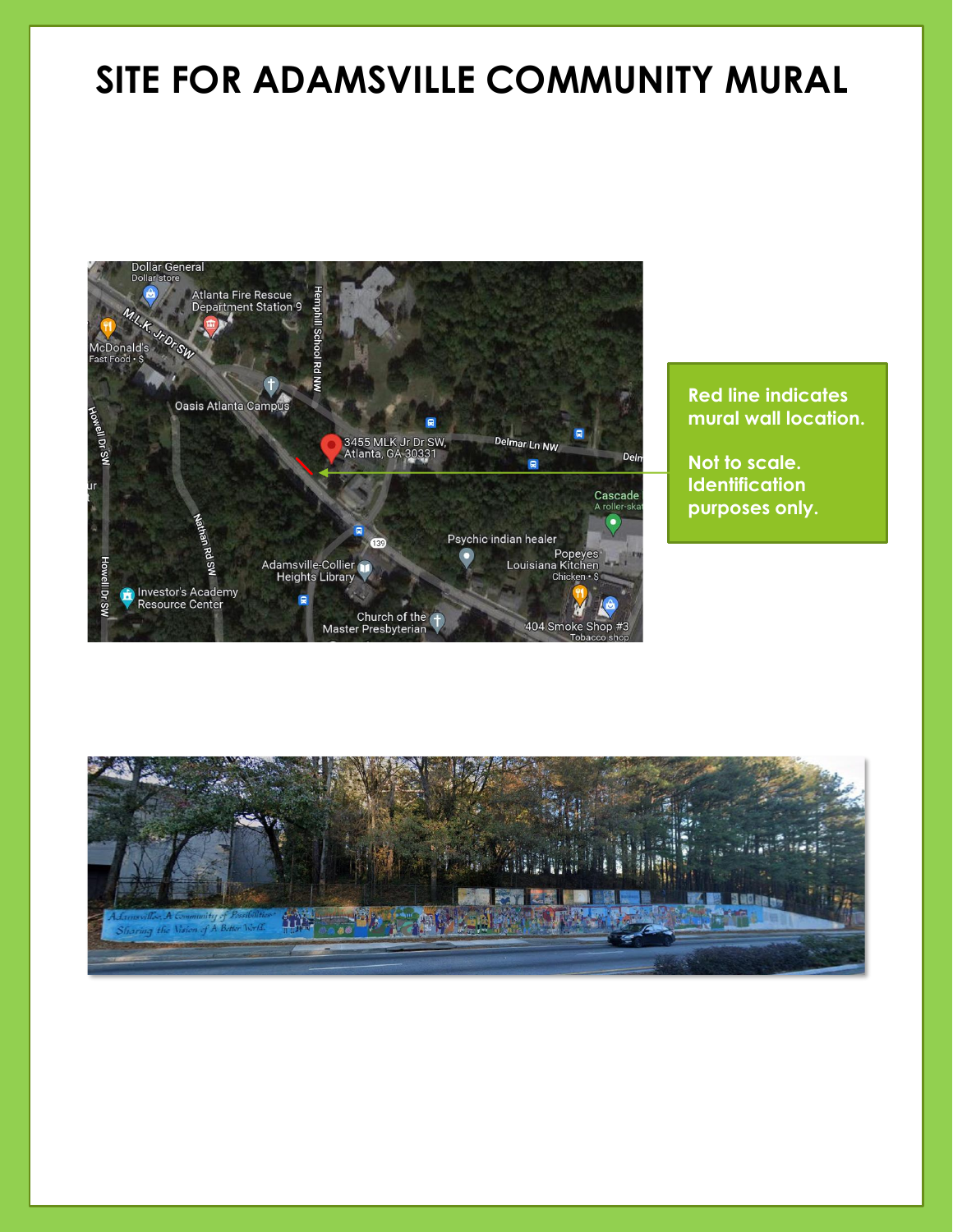# SITE FOR ADAMSVILLE COMMUNITY MURAL

Red line indicates mural wall location.

Not to scale. Identification purposes only.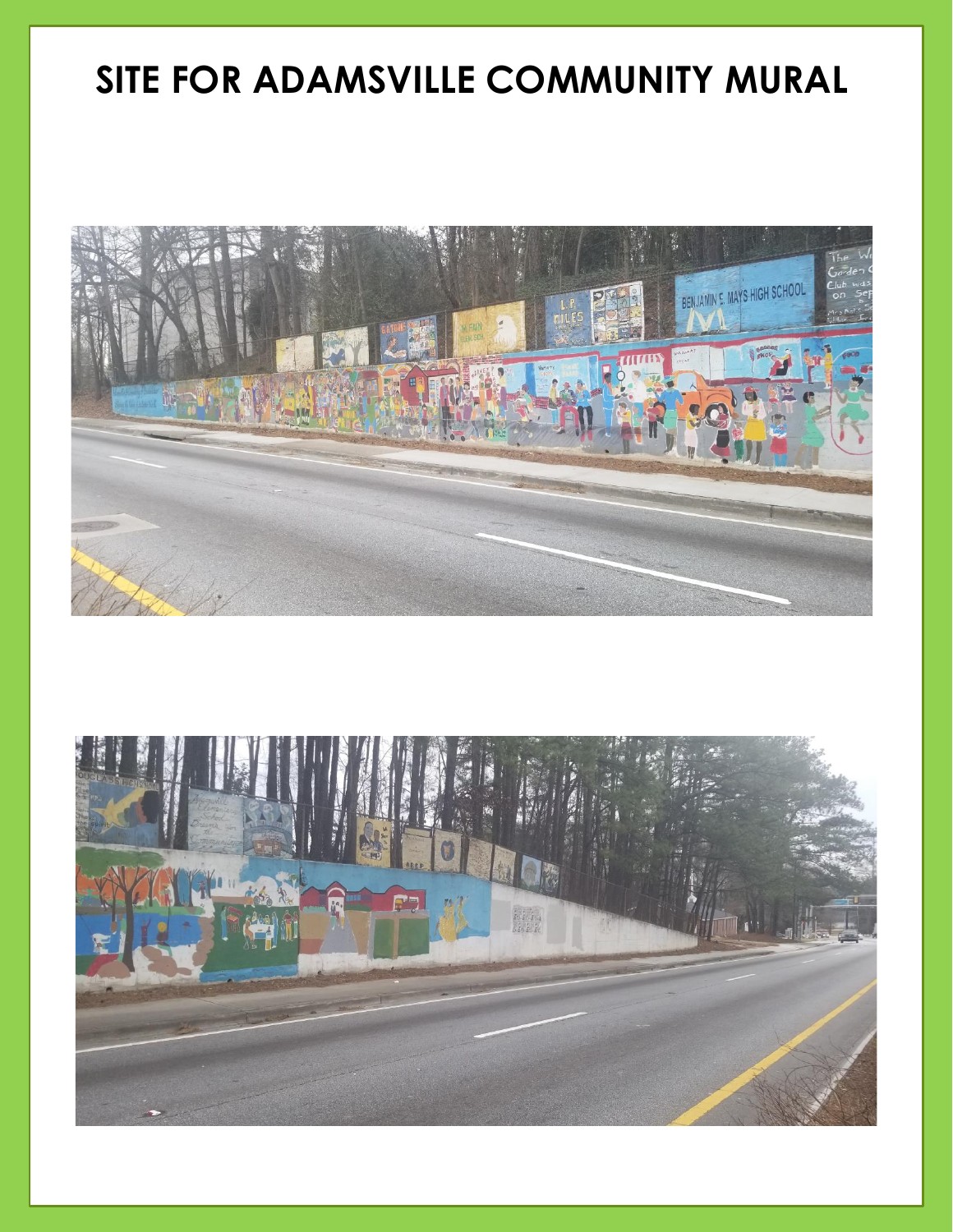# SITE FOR ADAMSVILLE COMMUNITY MURAL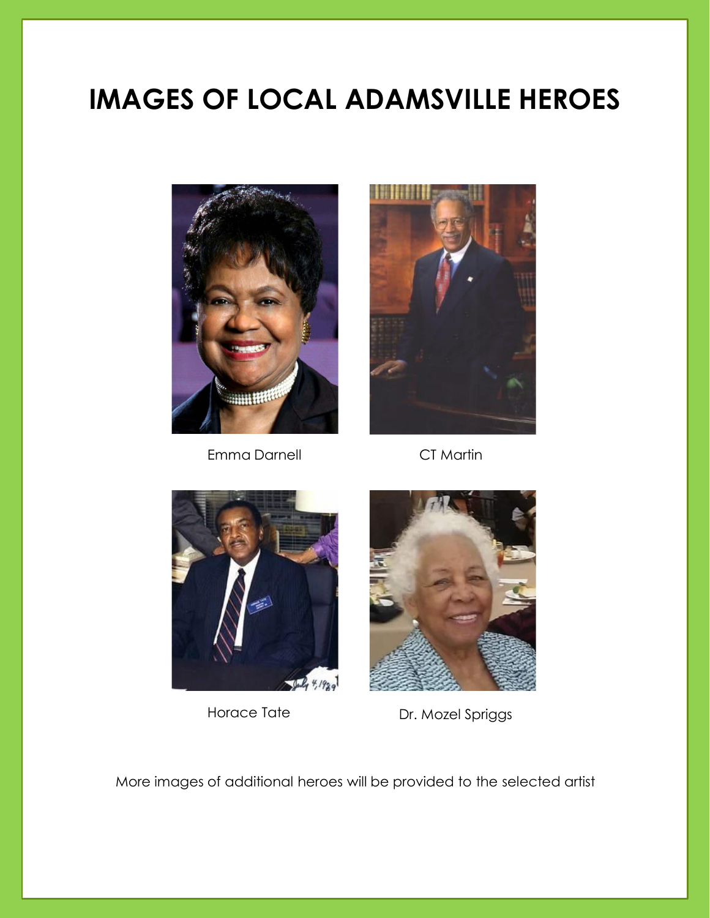# IMAGES OF LOCAL ADAMSVILLE HEROES

Emma Darnell

CT Martin

Horace Tate

Dr. Mozel Spriggs

More images of additional heroes will be provided to the selected artist